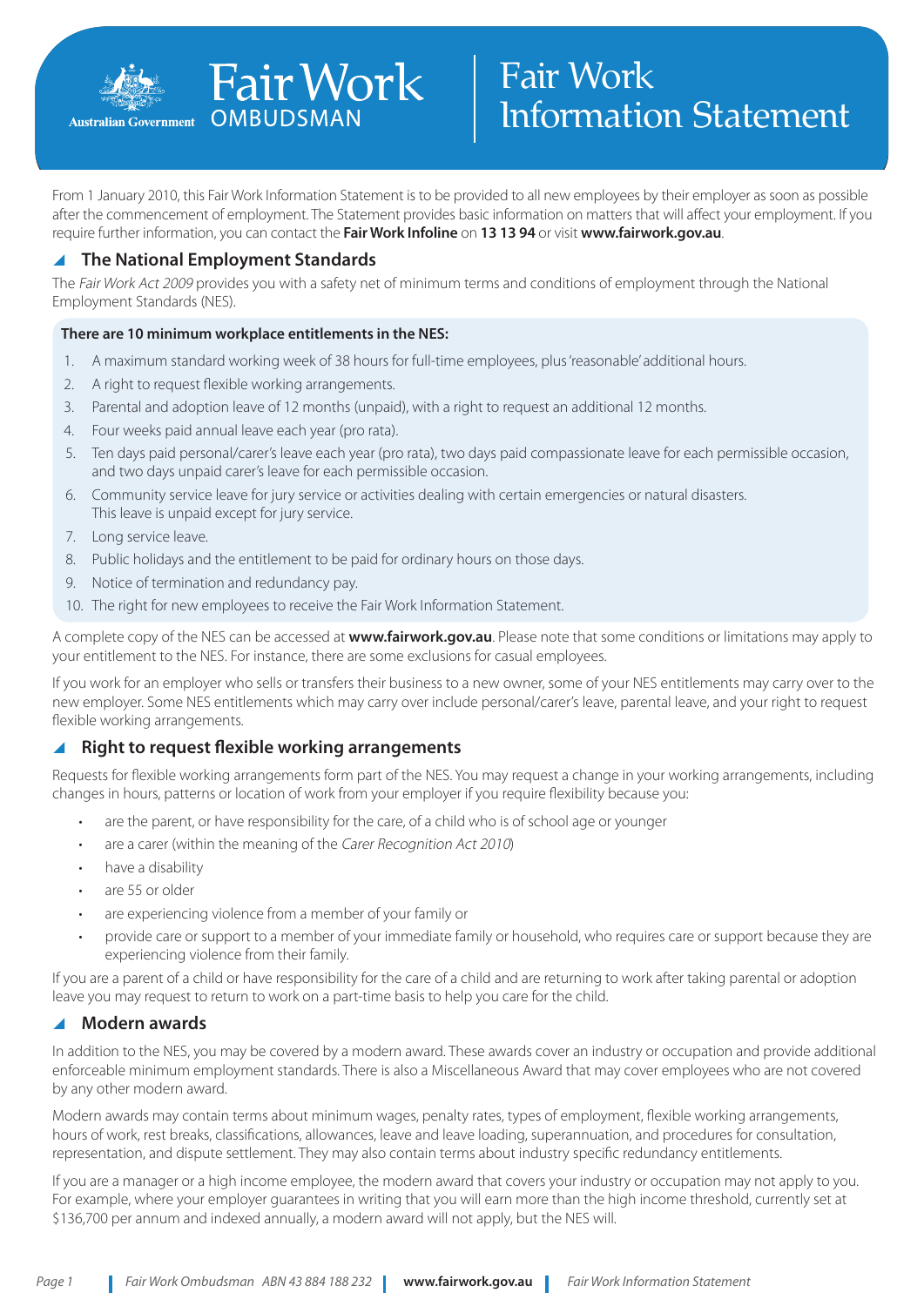# Fair Work Information Statement

Australian Government — Fair Work OMBUDSMAN

From 1 January 2010, this Fair Work Information Statement is to be provided to all new employees by their employer as soon as possible after the commencement of employment. The Statement provides basic information on matters that will affect your employment. If you require further information, you can contact the **Fair Work Infoline** on **13 13 94** or visit **www.fairwork.gov.au**.

## The National Employment Standards

The *Fair Work Act 2009* provides you with a safety net of minimum terms and conditions of employment through the National Employment Standards (NES).

**There are 10 minimum workplace entitlements in the NES:**

1. A maximum standard working week of 38 hours for full-time employees, plus 'reasonable' additional hours.
2. A right to request flexible working arrangements.
3. Parental and adoption leave of 12 months (unpaid), with a right to request an additional 12 months.
4. Four weeks paid annual leave each year (pro rata).
5. Ten days paid personal/carer's leave each year (pro rata), two days paid compassionate leave for each permissible occasion, and two days unpaid carer's leave for each permissible occasion.
6. Community service leave for jury service or activities dealing with certain emergencies or natural disasters. This leave is unpaid except for jury service.
7. Long service leave.
8. Public holidays and the entitlement to be paid for ordinary hours on those days.
9. Notice of termination and redundancy pay.
10. The right for new employees to receive the Fair Work Information Statement.

A complete copy of the NES can be accessed at **www.fairwork.gov.au**. Please note that some conditions or limitations may apply to your entitlement to the NES. For instance, there are some exclusions for casual employees.

If you work for an employer who sells or transfers their business to a new owner, some of your NES entitlements may carry over to the new employer. Some NES entitlements which may carry over include personal/carer's leave, parental leave, and your right to request flexible working arrangements.

## Right to request flexible working arrangements

Requests for flexible working arrangements form part of the NES. You may request a change in your working arrangements, including changes in hours, patterns or location of work from your employer if you require flexibility because you:

- are the parent, or have responsibility for the care, of a child who is of school age or younger
- are a carer (within the meaning of the *Carer Recognition Act 2010*)
- have a disability
- are 55 or older
- are experiencing violence from a member of your family or
- provide care or support to a member of your immediate family or household, who requires care or support because they are experiencing violence from their family.

If you are a parent of a child or have responsibility for the care of a child and are returning to work after taking parental or adoption leave you may request to return to work on a part-time basis to help you care for the child.

## Modern awards

In addition to the NES, you may be covered by a modern award. These awards cover an industry or occupation and provide additional enforceable minimum employment standards. There is also a Miscellaneous Award that may cover employees who are not covered by any other modern award.

Modern awards may contain terms about minimum wages, penalty rates, types of employment, flexible working arrangements, hours of work, rest breaks, classifications, allowances, leave and leave loading, superannuation, and procedures for consultation, representation, and dispute settlement. They may also contain terms about industry specific redundancy entitlements.

If you are a manager or a high income employee, the modern award that covers your industry or occupation may not apply to you. For example, where your employer guarantees in writing that you will earn more than the high income threshold, currently set at $136,700 per annum and indexed annually, a modern award will not apply, but the NES will.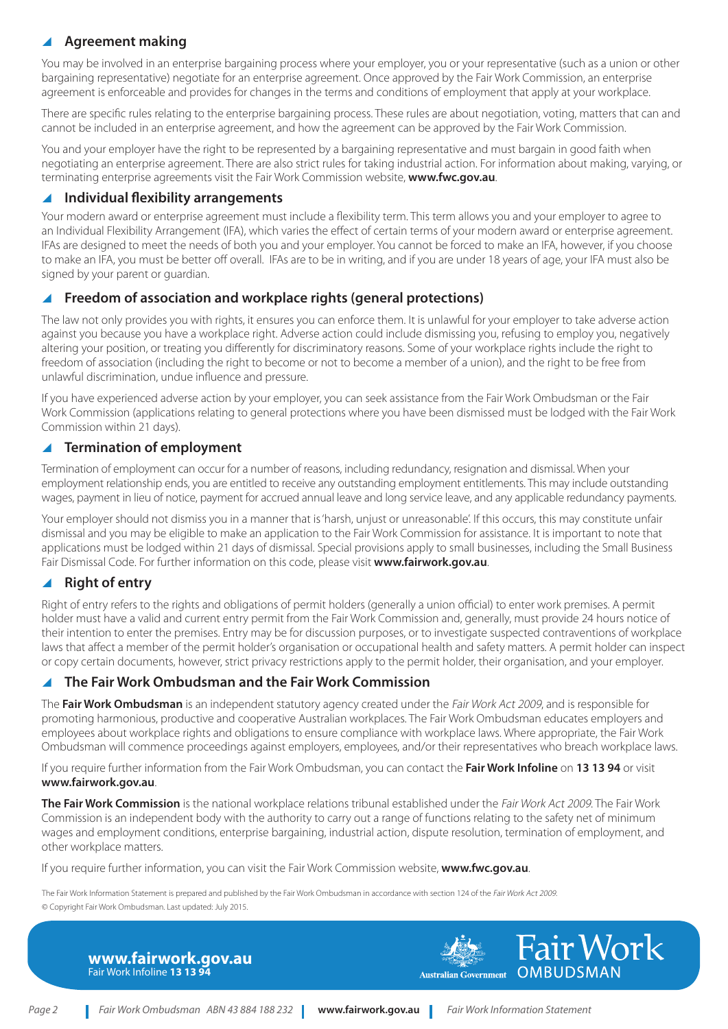## Agreement making

You may be involved in an enterprise bargaining process where your employer, you or your representative (such as a union or other bargaining representative) negotiate for an enterprise agreement. Once approved by the Fair Work Commission, an enterprise agreement is enforceable and provides for changes in the terms and conditions of employment that apply at your workplace.

There are specific rules relating to the enterprise bargaining process. These rules are about negotiation, voting, matters that can and cannot be included in an enterprise agreement, and how the agreement can be approved by the Fair Work Commission.

You and your employer have the right to be represented by a bargaining representative and must bargain in good faith when negotiating an enterprise agreement. There are also strict rules for taking industrial action. For information about making, varying, or terminating enterprise agreements visit the Fair Work Commission website, **www.fwc.gov.au**.

## Individual flexibility arrangements

Your modern award or enterprise agreement must include a flexibility term. This term allows you and your employer to agree to an Individual Flexibility Arrangement (IFA), which varies the effect of certain terms of your modern award or enterprise agreement. IFAs are designed to meet the needs of both you and your employer. You cannot be forced to make an IFA, however, if you choose to make an IFA, you must be better off overall. IFAs are to be in writing, and if you are under 18 years of age, your IFA must also be signed by your parent or guardian.

## Freedom of association and workplace rights (general protections)

The law not only provides you with rights, it ensures you can enforce them. It is unlawful for your employer to take adverse action against you because you have a workplace right. Adverse action could include dismissing you, refusing to employ you, negatively altering your position, or treating you differently for discriminatory reasons. Some of your workplace rights include the right to freedom of association (including the right to become or not to become a member of a union), and the right to be free from unlawful discrimination, undue influence and pressure.

If you have experienced adverse action by your employer, you can seek assistance from the Fair Work Ombudsman or the Fair Work Commission (applications relating to general protections where you have been dismissed must be lodged with the Fair Work Commission within 21 days).

## Termination of employment

Termination of employment can occur for a number of reasons, including redundancy, resignation and dismissal. When your employment relationship ends, you are entitled to receive any outstanding employment entitlements. This may include outstanding wages, payment in lieu of notice, payment for accrued annual leave and long service leave, and any applicable redundancy payments.

Your employer should not dismiss you in a manner that is 'harsh, unjust or unreasonable'. If this occurs, this may constitute unfair dismissal and you may be eligible to make an application to the Fair Work Commission for assistance. It is important to note that applications must be lodged within 21 days of dismissal. Special provisions apply to small businesses, including the Small Business Fair Dismissal Code. For further information on this code, please visit **www.fairwork.gov.au**.

## Right of entry

Right of entry refers to the rights and obligations of permit holders (generally a union official) to enter work premises. A permit holder must have a valid and current entry permit from the Fair Work Commission and, generally, must provide 24 hours notice of their intention to enter the premises. Entry may be for discussion purposes, or to investigate suspected contraventions of workplace laws that affect a member of the permit holder's organisation or occupational health and safety matters. A permit holder can inspect or copy certain documents, however, strict privacy restrictions apply to the permit holder, their organisation, and your employer.

## The Fair Work Ombudsman and the Fair Work Commission

The **Fair Work Ombudsman** is an independent statutory agency created under the *Fair Work Act 2009*, and is responsible for promoting harmonious, productive and cooperative Australian workplaces. The Fair Work Ombudsman educates employers and employees about workplace rights and obligations to ensure compliance with workplace laws. Where appropriate, the Fair Work Ombudsman will commence proceedings against employers, employees, and/or their representatives who breach workplace laws.

If you require further information from the Fair Work Ombudsman, you can contact the **Fair Work Infoline** on **13 13 94** or visit **www.fairwork.gov.au**.

**The Fair Work Commission** is the national workplace relations tribunal established under the *Fair Work Act 2009*. The Fair Work Commission is an independent body with the authority to carry out a range of functions relating to the safety net of minimum wages and employment conditions, enterprise bargaining, industrial action, dispute resolution, termination of employment, and other workplace matters.

If you require further information, you can visit the Fair Work Commission website, **www.fwc.gov.au**.

The Fair Work Information Statement is prepared and published by the Fair Work Ombudsman in accordance with section 124 of the *Fair Work Act 2009*.
© Copyright Fair Work Ombudsman. Last updated: July 2015.

**www.fairwork.gov.au**
Fair Work Infoline **13 13 94**

Australian Government — Fair Work Ombudsman